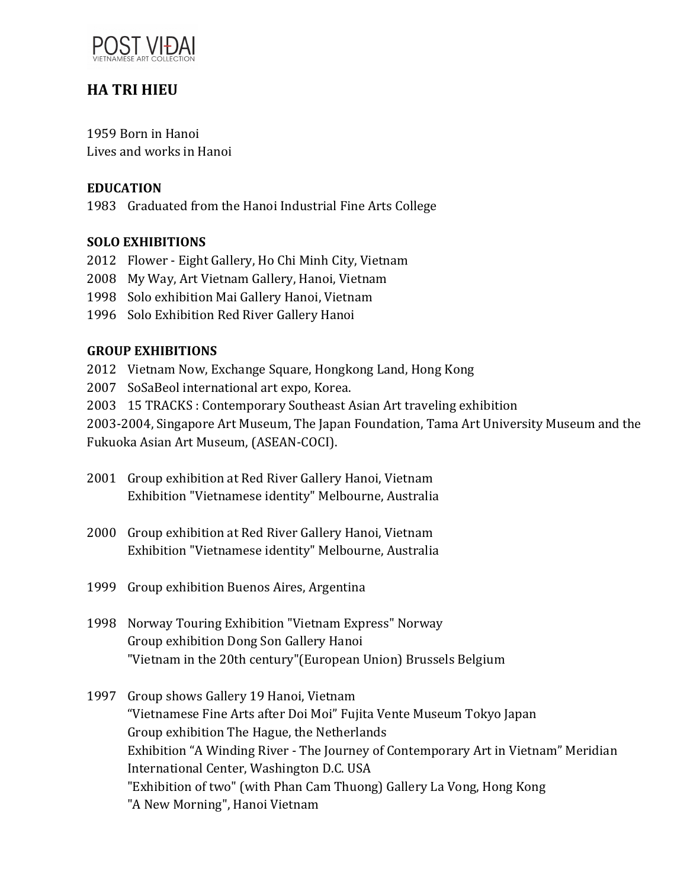POST VI-DAI
VIETNAMESE ART COLLECTION

# HA TRI HIEU

1959 Born in Hanoi
Lives and works in Hanoi

## EDUCATION

1983 Graduated from the Hanoi Industrial Fine Arts College

## SOLO EXHIBITIONS

2012 Flower - Eight Gallery, Ho Chi Minh City, Vietnam
2008 My Way, Art Vietnam Gallery, Hanoi, Vietnam
1998 Solo exhibition Mai Gallery Hanoi, Vietnam
1996 Solo Exhibition Red River Gallery Hanoi

## GROUP EXHIBITIONS

2012 Vietnam Now, Exchange Square, Hongkong Land, Hong Kong
2007 SoSaBeol international art expo, Korea.
2003 15 TRACKS : Contemporary Southeast Asian Art traveling exhibition
2003-2004, Singapore Art Museum, The Japan Foundation, Tama Art University Museum and the Fukuoka Asian Art Museum, (ASEAN-COCI).

2001 Group exhibition at Red River Gallery Hanoi, Vietnam
Exhibition "Vietnamese identity" Melbourne, Australia

2000 Group exhibition at Red River Gallery Hanoi, Vietnam
Exhibition "Vietnamese identity" Melbourne, Australia

1999 Group exhibition Buenos Aires, Argentina

1998 Norway Touring Exhibition "Vietnam Express" Norway
Group exhibition Dong Son Gallery Hanoi
"Vietnam in the 20th century"(European Union) Brussels Belgium

1997 Group shows Gallery 19 Hanoi, Vietnam
"Vietnamese Fine Arts after Doi Moi" Fujita Vente Museum Tokyo Japan
Group exhibition The Hague, the Netherlands
Exhibition "A Winding River - The Journey of Contemporary Art in Vietnam" Meridian International Center, Washington D.C. USA
"Exhibition of two" (with Phan Cam Thuong) Gallery La Vong, Hong Kong
"A New Morning", Hanoi Vietnam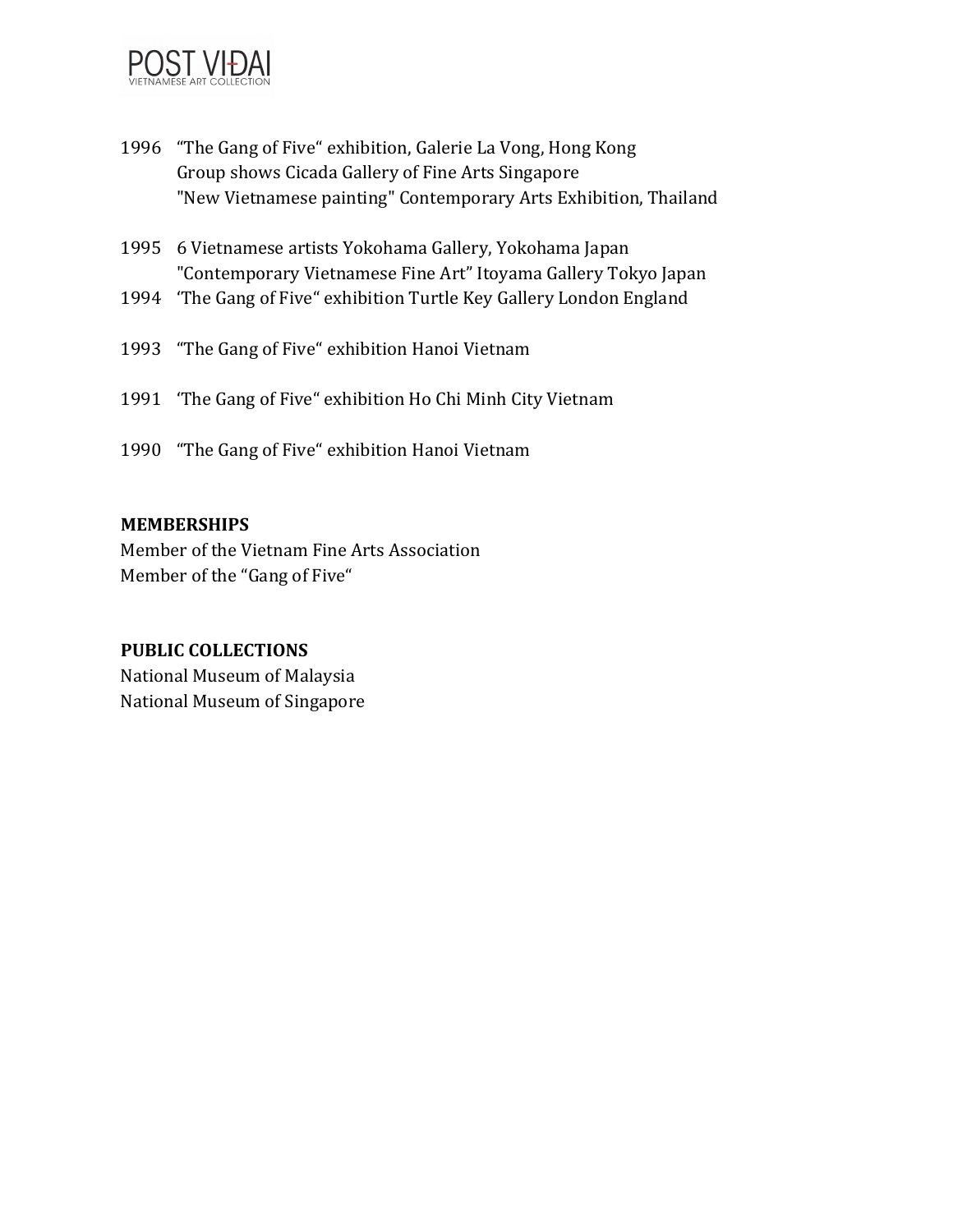1996 “The Gang of Five“ exhibition, Galerie La Vong, Hong Kong
Group shows Cicada Gallery of Fine Arts Singapore
"New Vietnamese painting" Contemporary Arts Exhibition, Thailand

1995 6 Vietnamese artists Yokohama Gallery, Yokohama Japan
"Contemporary Vietnamese Fine Art” Itoyama Gallery Tokyo Japan

1994 ‘The Gang of Five“ exhibition Turtle Key Gallery London England

1993 “The Gang of Five“ exhibition Hanoi Vietnam

1991 ‘The Gang of Five“ exhibition Ho Chi Minh City Vietnam

1990 “The Gang of Five“ exhibition Hanoi Vietnam

**MEMBERSHIPS**

Member of the Vietnam Fine Arts Association
Member of the “Gang of Five“

**PUBLIC COLLECTIONS**

National Museum of Malaysia
National Museum of Singapore